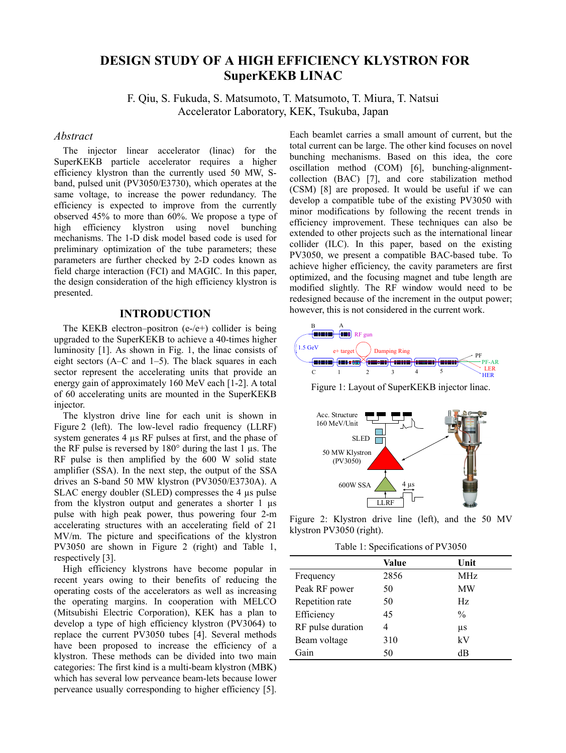# DESIGN STUDY OF A HIGH EFFICIENCY KLYSTRON FOR SuperKEKB LINAC

F. Qiu, S. Fukuda, S. Matsumoto, T. Matsumoto, T. Miura, T. Natsui
Accelerator Laboratory, KEK, Tsukuba, Japan

## *Abstract*

The injector linear accelerator (linac) for the SuperKEKB particle accelerator requires a higher efficiency klystron than the currently used 50 MW, S-band, pulsed unit (PV3050/E3730), which operates at the same voltage, to increase the power redundancy. The efficiency is expected to improve from the currently observed 45% to more than 60%. We propose a type of high efficiency klystron using novel bunching mechanisms. The 1-D disk model based code is used for preliminary optimization of the tube parameters; these parameters are further checked by 2-D codes known as field charge interaction (FCI) and MAGIC. In this paper, the design consideration of the high efficiency klystron is presented.

## INTRODUCTION

The KEKB electron–positron (e-/e+) collider is being upgraded to the SuperKEKB to achieve a 40-times higher luminosity [1]. As shown in Fig. 1, the linac consists of eight sectors (A–C and 1–5). The black squares in each sector represent the accelerating units that provide an energy gain of approximately 160 MeV each [1-2]. A total of 60 accelerating units are mounted in the SuperKEKB injector.

The klystron drive line for each unit is shown in Figure 2 (left). The low-level radio frequency (LLRF) system generates 4 µs RF pulses at first, and the phase of the RF pulse is reversed by 180° during the last 1 µs. The RF pulse is then amplified by the 600 W solid state amplifier (SSA). In the next step, the output of the SSA drives an S-band 50 MW klystron (PV3050/E3730A). A SLAC energy doubler (SLED) compresses the 4 µs pulse from the klystron output and generates a shorter 1 µs pulse with high peak power, thus powering four 2-m accelerating structures with an accelerating field of 21 MV/m. The picture and specifications of the klystron PV3050 are shown in Figure 2 (right) and Table 1, respectively [3].

High efficiency klystrons have become popular in recent years owing to their benefits of reducing the operating costs of the accelerators as well as increasing the operating margins. In cooperation with MELCO (Mitsubishi Electric Corporation), KEK has a plan to develop a type of high efficiency klystron (PV3064) to replace the current PV3050 tubes [4]. Several methods have been proposed to increase the efficiency of a klystron. These methods can be divided into two main categories: The first kind is a multi-beam klystron (MBK) which has several low perveance beam-lets because lower perveance usually corresponding to higher efficiency [5]. Each beamlet carries a small amount of current, but the total current can be large. The other kind focuses on novel bunching mechanisms. Based on this idea, the core oscillation method (COM) [6], bunching-alignment-collection (BAC) [7], and core stabilization method (CSM) [8] are proposed. It would be useful if we can develop a compatible tube of the existing PV3050 with minor modifications by following the recent trends in efficiency improvement. These techniques can also be extended to other projects such as the international linear collider (ILC). In this paper, based on the existing PV3050, we present a compatible BAC-based tube. To achieve higher efficiency, the cavity parameters are first optimized, and the focusing magnet and tube length are modified slightly. The RF window would need to be redesigned because of the increment in the output power; however, this is not considered in the current work.

Figure 1: Layout of SuperKEKB injector linac.

Figure 2: Klystron drive line (left), and the 50 MV klystron PV3050 (right).

Table 1: Specifications of PV3050

| | Value | Unit |
|---|---|---|
| Frequency | 2856 | MHz |
| Peak RF power | 50 | MW |
| Repetition rate | 50 | Hz |
| Efficiency | 45 | % |
| RF pulse duration | 4 | µs |
| Beam voltage | 310 | kV |
| Gain | 50 | dB |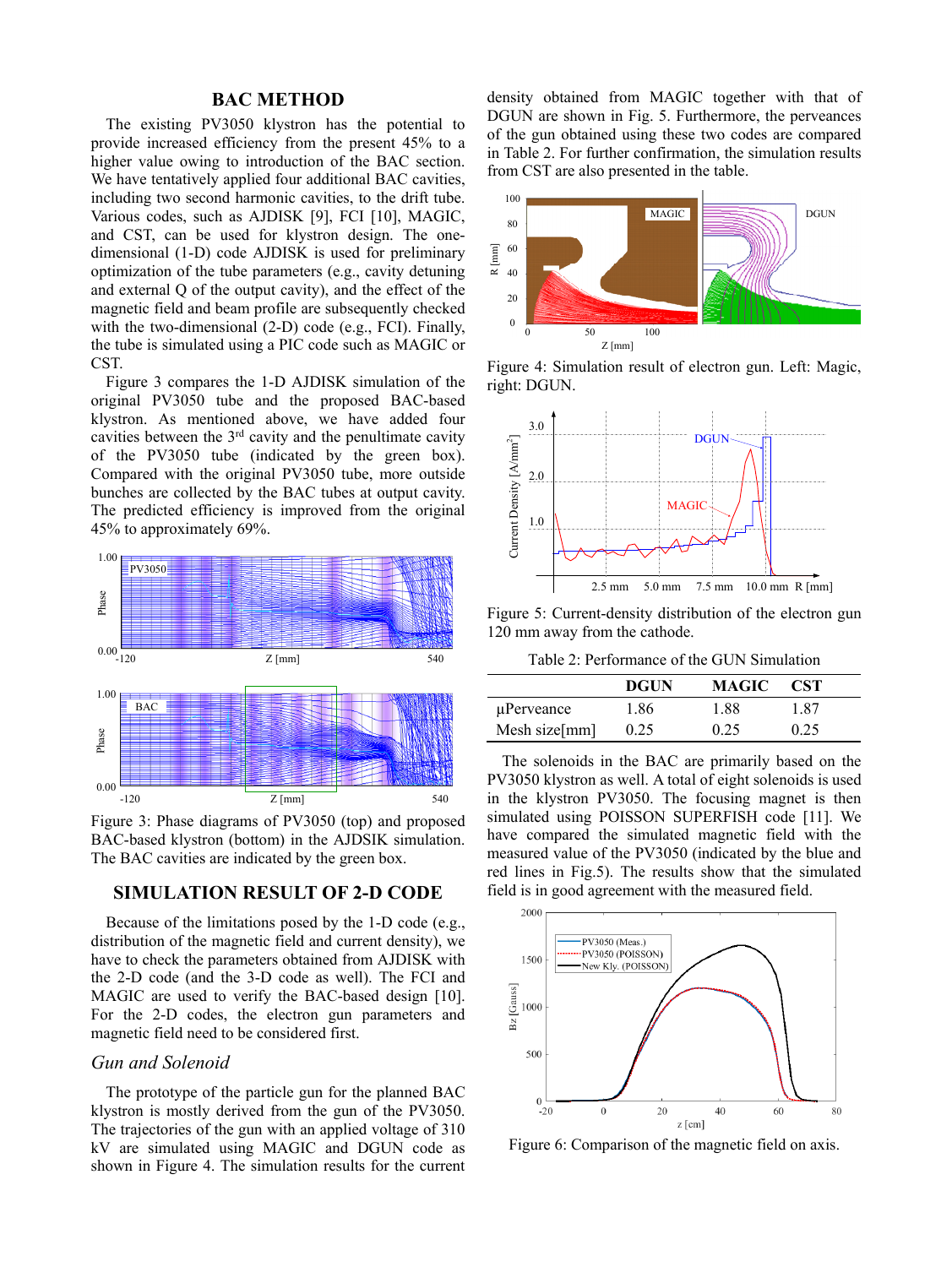## BAC METHOD

The existing PV3050 klystron has the potential to provide increased efficiency from the present 45% to a higher value owing to introduction of the BAC section. We have tentatively applied four additional BAC cavities, including two second harmonic cavities, to the drift tube. Various codes, such as AJDISK [9], FCI [10], MAGIC, and CST, can be used for klystron design. The one-dimensional (1-D) code AJDISK is used for preliminary optimization of the tube parameters (e.g., cavity detuning and external Q of the output cavity), and the effect of the magnetic field and beam profile are subsequently checked with the two-dimensional (2-D) code (e.g., FCI). Finally, the tube is simulated using a PIC code such as MAGIC or CST.

Figure 3 compares the 1-D AJDISK simulation of the original PV3050 tube and the proposed BAC-based klystron. As mentioned above, we have added four cavities between the 3rd cavity and the penultimate cavity of the PV3050 tube (indicated by the green box). Compared with the original PV3050 tube, more outside bunches are collected by the BAC tubes at output cavity. The predicted efficiency is improved from the original 45% to approximately 69%.

Figure 3: Phase diagrams of PV3050 (top) and proposed BAC-based klystron (bottom) in the AJDSIK simulation. The BAC cavities are indicated by the green box.

## SIMULATION RESULT OF 2-D CODE

Because of the limitations posed by the 1-D code (e.g., distribution of the magnetic field and current density), we have to check the parameters obtained from AJDISK with the 2-D code (and the 3-D code as well). The FCI and MAGIC are used to verify the BAC-based design [10]. For the 2-D codes, the electron gun parameters and magnetic field need to be considered first.

### *Gun and Solenoid*

The prototype of the particle gun for the planned BAC klystron is mostly derived from the gun of the PV3050. The trajectories of the gun with an applied voltage of 310 kV are simulated using MAGIC and DGUN code as shown in Figure 4. The simulation results for the current density obtained from MAGIC together with that of DGUN are shown in Fig. 5. Furthermore, the perveances of the gun obtained using these two codes are compared in Table 2. For further confirmation, the simulation results from CST are also presented in the table.

Figure 4: Simulation result of electron gun. Left: Magic, right: DGUN.

Figure 5: Current-density distribution of the electron gun 120 mm away from the cathode.

Table 2: Performance of the GUN Simulation

| | DGUN | MAGIC | CST |
|---|---|---|---|
| μPerveance | 1.86 | 1.88 | 1.87 |
| Mesh size[mm] | 0.25 | 0.25 | 0.25 |

The solenoids in the BAC are primarily based on the PV3050 klystron as well. A total of eight solenoids is used in the klystron PV3050. The focusing magnet is then simulated using POISSON SUPERFISH code [11]. We have compared the simulated magnetic field with the measured value of the PV3050 (indicated by the blue and red lines in Fig.5). The results show that the simulated field is in good agreement with the measured field.

Figure 6: Comparison of the magnetic field on axis.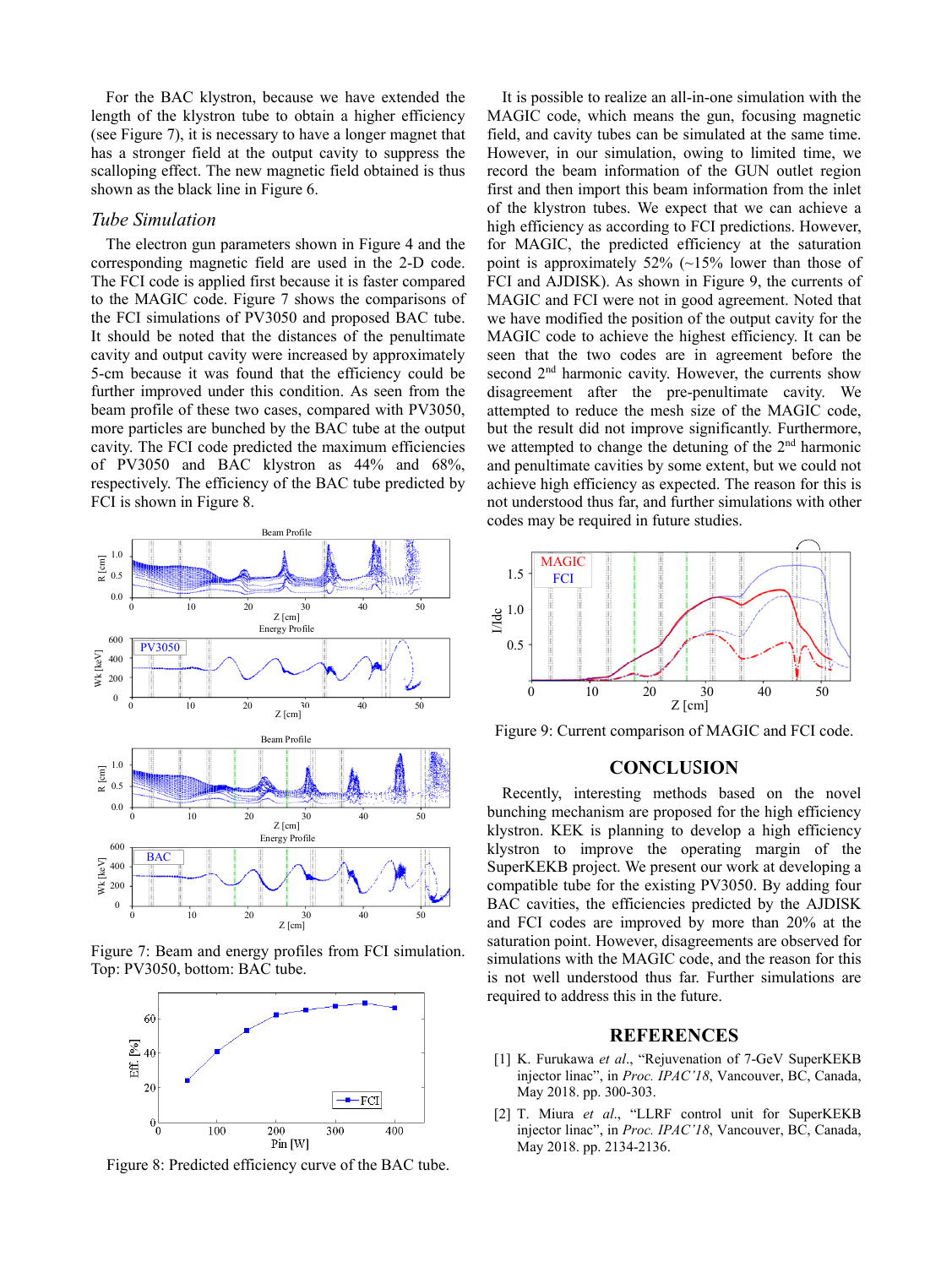For the BAC klystron, because we have extended the length of the klystron tube to obtain a higher efficiency (see Figure 7), it is necessary to have a longer magnet that has a stronger field at the output cavity to suppress the scalloping effect. The new magnetic field obtained is thus shown as the black line in Figure 6.

### *Tube Simulation*

The electron gun parameters shown in Figure 4 and the corresponding magnetic field are used in the 2-D code. The FCI code is applied first because it is faster compared to the MAGIC code. Figure 7 shows the comparisons of the FCI simulations of PV3050 and proposed BAC tube. It should be noted that the distances of the penultimate cavity and output cavity were increased by approximately 5-cm because it was found that the efficiency could be further improved under this condition. As seen from the beam profile of these two cases, compared with PV3050, more particles are bunched by the BAC tube at the output cavity. The FCI code predicted the maximum efficiencies of PV3050 and BAC klystron as 44% and 68%, respectively. The efficiency of the BAC tube predicted by FCI is shown in Figure 8.

Figure 7: Beam and energy profiles from FCI simulation. Top: PV3050, bottom: BAC tube.

Figure 8: Predicted efficiency curve of the BAC tube.

It is possible to realize an all-in-one simulation with the MAGIC code, which means the gun, focusing magnetic field, and cavity tubes can be simulated at the same time. However, in our simulation, owing to limited time, we record the beam information of the GUN outlet region first and then import this beam information from the inlet of the klystron tubes. We expect that we can achieve a high efficiency as according to FCI predictions. However, for MAGIC, the predicted efficiency at the saturation point is approximately 52% (~15% lower than those of FCI and AJDISK). As shown in Figure 9, the currents of MAGIC and FCI were not in good agreement. Noted that we have modified the position of the output cavity for the MAGIC code to achieve the highest efficiency. It can be seen that the two codes are in agreement before the second 2nd harmonic cavity. However, the currents show disagreement after the pre-penultimate cavity. We attempted to reduce the mesh size of the MAGIC code, but the result did not improve significantly. Furthermore, we attempted to change the detuning of the 2nd harmonic and penultimate cavities by some extent, but we could not achieve high efficiency as expected. The reason for this is not understood thus far, and further simulations with other codes may be required in future studies.

Figure 9: Current comparison of MAGIC and FCI code.

## CONCLUSION

Recently, interesting methods based on the novel bunching mechanism are proposed for the high efficiency klystron. KEK is planning to develop a high efficiency klystron to improve the operating margin of the SuperKEKB project. We present our work at developing a compatible tube for the existing PV3050. By adding four BAC cavities, the efficiencies predicted by the AJDISK and FCI codes are improved by more than 20% at the saturation point. However, disagreements are observed for simulations with the MAGIC code, and the reason for this is not well understood thus far. Further simulations are required to address this in the future.

## REFERENCES

[1] K. Furukawa *et al.*, "Rejuvenation of 7-GeV SuperKEKB injector linac", in *Proc. IPAC'18*, Vancouver, BC, Canada, May 2018. pp. 300-303.

[2] T. Miura *et al.*, "LLRF control unit for SuperKEKB injector linac", in *Proc. IPAC'18*, Vancouver, BC, Canada, May 2018. pp. 2134-2136.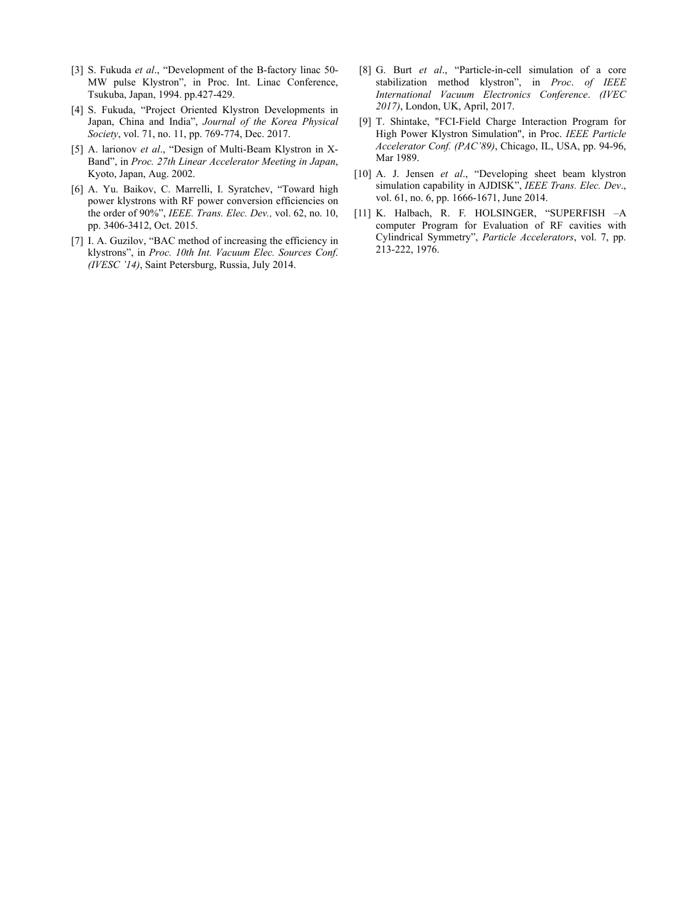[3] S. Fukuda *et al*., "Development of the B-factory linac 50-MW pulse Klystron", in Proc. Int. Linac Conference, Tsukuba, Japan, 1994. pp.427-429.

[4] S. Fukuda, "Project Oriented Klystron Developments in Japan, China and India", *Journal of the Korea Physical Society*, vol. 71, no. 11, pp. 769-774, Dec. 2017.

[5] A. larionov *et al*., "Design of Multi-Beam Klystron in X-Band", in *Proc. 27th Linear Accelerator Meeting in Japan*, Kyoto, Japan, Aug. 2002.

[6] A. Yu. Baikov, C. Marrelli, I. Syratchev, "Toward high power klystrons with RF power conversion efficiencies on the order of 90%", *IEEE. Trans. Elec. Dev.,* vol. 62, no. 10, pp. 3406-3412, Oct. 2015.

[7] I. A. Guzilov, "BAC method of increasing the efficiency in klystrons", in *Proc. 10th Int. Vacuum Elec. Sources Conf. (IVESC '14)*, Saint Petersburg, Russia, July 2014.

[8] G. Burt *et al*., "Particle-in-cell simulation of a core stabilization method klystron", in *Proc. of IEEE International Vacuum Electronics Conference. (IVEC 2017)*, London, UK, April, 2017.

[9] T. Shintake, "FCI-Field Charge Interaction Program for High Power Klystron Simulation", in Proc. *IEEE Particle Accelerator Conf. (PAC'89)*, Chicago, IL, USA, pp. 94-96, Mar 1989.

[10] A. J. Jensen *et al*., "Developing sheet beam klystron simulation capability in AJDISK", *IEEE Trans. Elec. Dev*., vol. 61, no. 6, pp. 1666-1671, June 2014.

[11] K. Halbach, R. F. HOLSINGER, "SUPERFISH –A computer Program for Evaluation of RF cavities with Cylindrical Symmetry", *Particle Accelerators*, vol. 7, pp. 213-222, 1976.